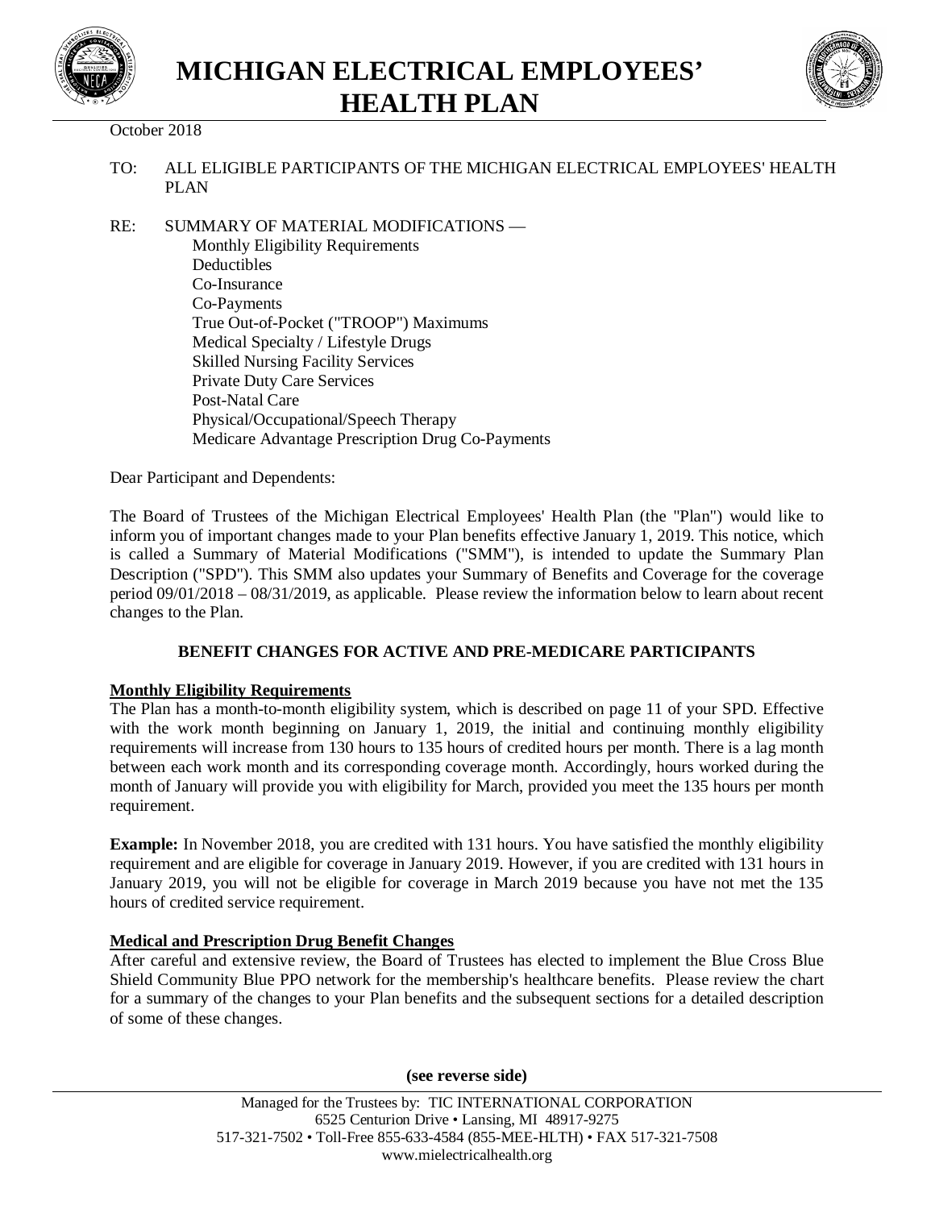# MICHIGAN ELECTRICAL EMPLOYEES' HEALTH PLAN

October 2018

TO: ALL ELIGIBLE PARTICIPANTS OF THE MICHIGAN ELECTRICAL EMPLOYEES' HEALTH PLAN

RE: SUMMARY OF MATERIAL MODIFICATIONS —
Monthly Eligibility Requirements
Deductibles
Co-Insurance
Co-Payments
True Out-of-Pocket ("TROOP") Maximums
Medical Specialty / Lifestyle Drugs
Skilled Nursing Facility Services
Private Duty Care Services
Post-Natal Care
Physical/Occupational/Speech Therapy
Medicare Advantage Prescription Drug Co-Payments

Dear Participant and Dependents:

The Board of Trustees of the Michigan Electrical Employees' Health Plan (the "Plan") would like to inform you of important changes made to your Plan benefits effective January 1, 2019. This notice, which is called a Summary of Material Modifications ("SMM"), is intended to update the Summary Plan Description ("SPD"). This SMM also updates your Summary of Benefits and Coverage for the coverage period 09/01/2018 – 08/31/2019, as applicable. Please review the information below to learn about recent changes to the Plan.

## BENEFIT CHANGES FOR ACTIVE AND PRE-MEDICARE PARTICIPANTS

### Monthly Eligibility Requirements

The Plan has a month-to-month eligibility system, which is described on page 11 of your SPD. Effective with the work month beginning on January 1, 2019, the initial and continuing monthly eligibility requirements will increase from 130 hours to 135 hours of credited hours per month. There is a lag month between each work month and its corresponding coverage month. Accordingly, hours worked during the month of January will provide you with eligibility for March, provided you meet the 135 hours per month requirement.

**Example:** In November 2018, you are credited with 131 hours. You have satisfied the monthly eligibility requirement and are eligible for coverage in January 2019. However, if you are credited with 131 hours in January 2019, you will not be eligible for coverage in March 2019 because you have not met the 135 hours of credited service requirement.

### Medical and Prescription Drug Benefit Changes

After careful and extensive review, the Board of Trustees has elected to implement the Blue Cross Blue Shield Community Blue PPO network for the membership's healthcare benefits. Please review the chart for a summary of the changes to your Plan benefits and the subsequent sections for a detailed description of some of these changes.

**(see reverse side)**

Managed for the Trustees by: TIC INTERNATIONAL CORPORATION
6525 Centurion Drive • Lansing, MI 48917-9275
517-321-7502 • Toll-Free 855-633-4584 (855-MEE-HLTH) • FAX 517-321-7508
www.mielectricalhealth.org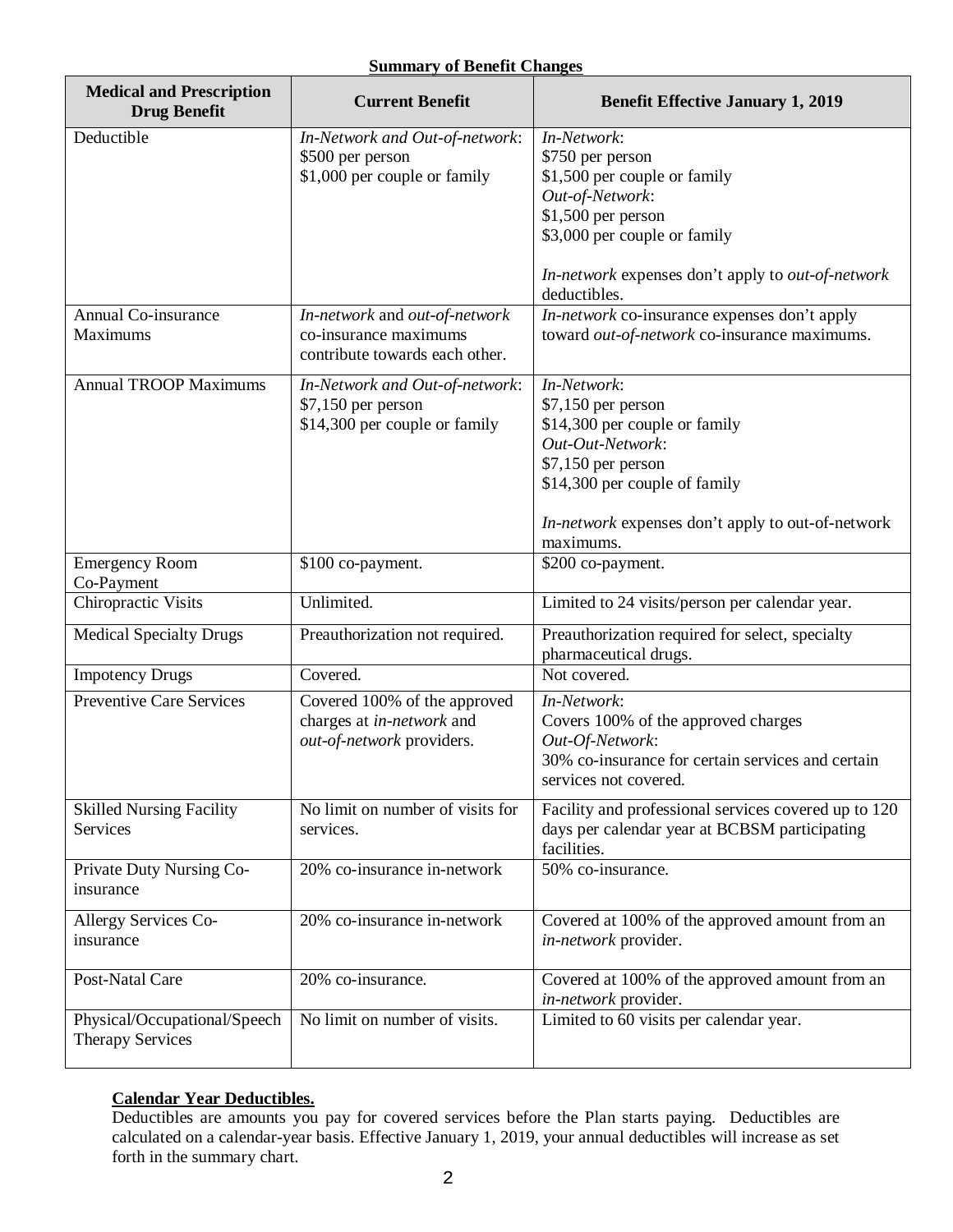**Summary of Benefit Changes**

| Medical and Prescription Drug Benefit | Current Benefit | Benefit Effective January 1, 2019 |
|---|---|---|
| Deductible | *In-Network and Out-of-network*:<br>$500 per person<br>$1,000 per couple or family | *In-Network*:<br>$750 per person<br>$1,500 per couple or family<br>*Out-of-Network*:<br>$1,500 per person<br>$3,000 per couple or family<br><br>*In-network* expenses don't apply to *out-of-network* deductibles. |
| Annual Co-insurance Maximums | *In-network* and *out-of-network* co-insurance maximums contribute towards each other. | *In-network* co-insurance expenses don't apply toward *out-of-network* co-insurance maximums. |
| Annual TROOP Maximums | *In-Network and Out-of-network*:<br>$7,150 per person<br>$14,300 per couple or family | *In-Network*:<br>$7,150 per person<br>$14,300 per couple or family<br>*Out-Out-Network*:<br>$7,150 per person<br>$14,300 per couple of family<br><br>*In-network* expenses don't apply to out-of-network maximums. |
| Emergency Room Co-Payment | $100 co-payment. | $200 co-payment. |
| Chiropractic Visits | Unlimited. | Limited to 24 visits/person per calendar year. |
| Medical Specialty Drugs | Preauthorization not required. | Preauthorization required for select, specialty pharmaceutical drugs. |
| Impotency Drugs | Covered. | Not covered. |
| Preventive Care Services | Covered 100% of the approved charges at *in-network* and *out-of-network* providers. | *In-Network*:<br>Covers 100% of the approved charges<br>*Out-Of-Network*:<br>30% co-insurance for certain services and certain services not covered. |
| Skilled Nursing Facility Services | No limit on number of visits for services. | Facility and professional services covered up to 120 days per calendar year at BCBSM participating facilities. |
| Private Duty Nursing Co-insurance | 20% co-insurance in-network | 50% co-insurance. |
| Allergy Services Co-insurance | 20% co-insurance in-network | Covered at 100% of the approved amount from an *in-network* provider. |
| Post-Natal Care | 20% co-insurance. | Covered at 100% of the approved amount from an *in-network* provider. |
| Physical/Occupational/Speech Therapy Services | No limit on number of visits. | Limited to 60 visits per calendar year. |

**Calendar Year Deductibles.**

Deductibles are amounts you pay for covered services before the Plan starts paying. Deductibles are calculated on a calendar-year basis. Effective January 1, 2019, your annual deductibles will increase as set forth in the summary chart.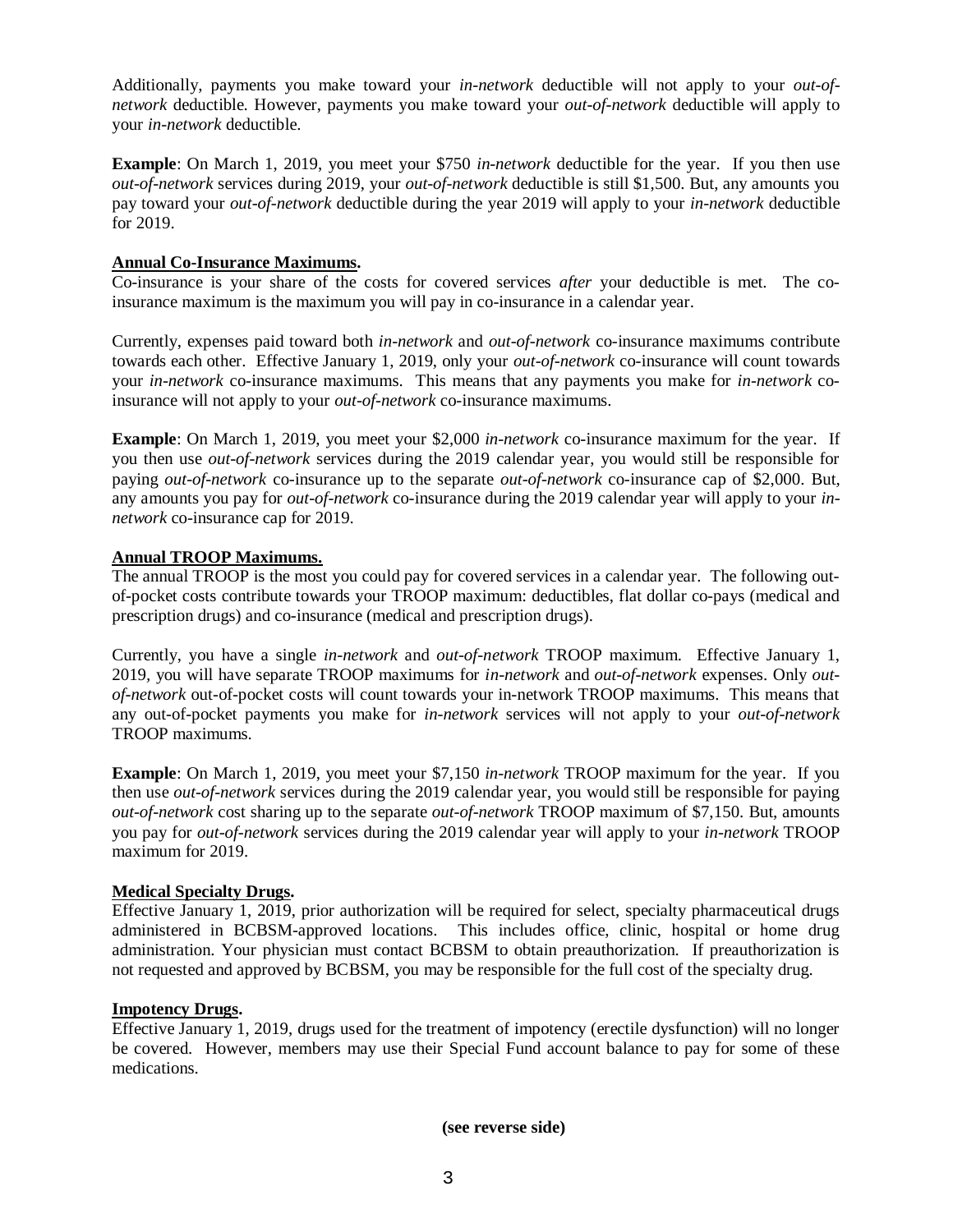Additionally, payments you make toward your *in-network* deductible will not apply to your *out-of-network* deductible. However, payments you make toward your *out-of-network* deductible will apply to your *in-network* deductible.

**Example**: On March 1, 2019, you meet your $750 *in-network* deductible for the year. If you then use *out-of-network* services during 2019, your *out-of-network* deductible is still $1,500. But, any amounts you pay toward your *out-of-network* deductible during the year 2019 will apply to your *in-network* deductible for 2019.

**Annual Co-Insurance Maximums.**

Co-insurance is your share of the costs for covered services *after* your deductible is met. The co-insurance maximum is the maximum you will pay in co-insurance in a calendar year.

Currently, expenses paid toward both *in-network* and *out-of-network* co-insurance maximums contribute towards each other. Effective January 1, 2019, only your *out-of-network* co-insurance will count towards your *in-network* co-insurance maximums. This means that any payments you make for *in-network* co-insurance will not apply to your *out-of-network* co-insurance maximums.

**Example**: On March 1, 2019, you meet your $2,000 *in-network* co-insurance maximum for the year. If you then use *out-of-network* services during the 2019 calendar year, you would still be responsible for paying *out-of-network* co-insurance up to the separate *out-of-network* co-insurance cap of $2,000. But, any amounts you pay for *out-of-network* co-insurance during the 2019 calendar year will apply to your *in-network* co-insurance cap for 2019.

**Annual TROOP Maximums.**

The annual TROOP is the most you could pay for covered services in a calendar year. The following out-of-pocket costs contribute towards your TROOP maximum: deductibles, flat dollar co-pays (medical and prescription drugs) and co-insurance (medical and prescription drugs).

Currently, you have a single *in-network* and *out-of-network* TROOP maximum. Effective January 1, 2019, you will have separate TROOP maximums for *in-network* and *out-of-network* expenses. Only *out-of-network* out-of-pocket costs will count towards your in-network TROOP maximums. This means that any out-of-pocket payments you make for *in-network* services will not apply to your *out-of-network* TROOP maximums.

**Example**: On March 1, 2019, you meet your $7,150 *in-network* TROOP maximum for the year. If you then use *out-of-network* services during the 2019 calendar year, you would still be responsible for paying *out-of-network* cost sharing up to the separate *out-of-network* TROOP maximum of $7,150. But, amounts you pay for *out-of-network* services during the 2019 calendar year will apply to your *in-network* TROOP maximum for 2019.

**Medical Specialty Drugs.**

Effective January 1, 2019, prior authorization will be required for select, specialty pharmaceutical drugs administered in BCBSM-approved locations. This includes office, clinic, hospital or home drug administration. Your physician must contact BCBSM to obtain preauthorization. If preauthorization is not requested and approved by BCBSM, you may be responsible for the full cost of the specialty drug.

**Impotency Drugs.**

Effective January 1, 2019, drugs used for the treatment of impotency (erectile dysfunction) will no longer be covered. However, members may use their Special Fund account balance to pay for some of these medications.

**(see reverse side)**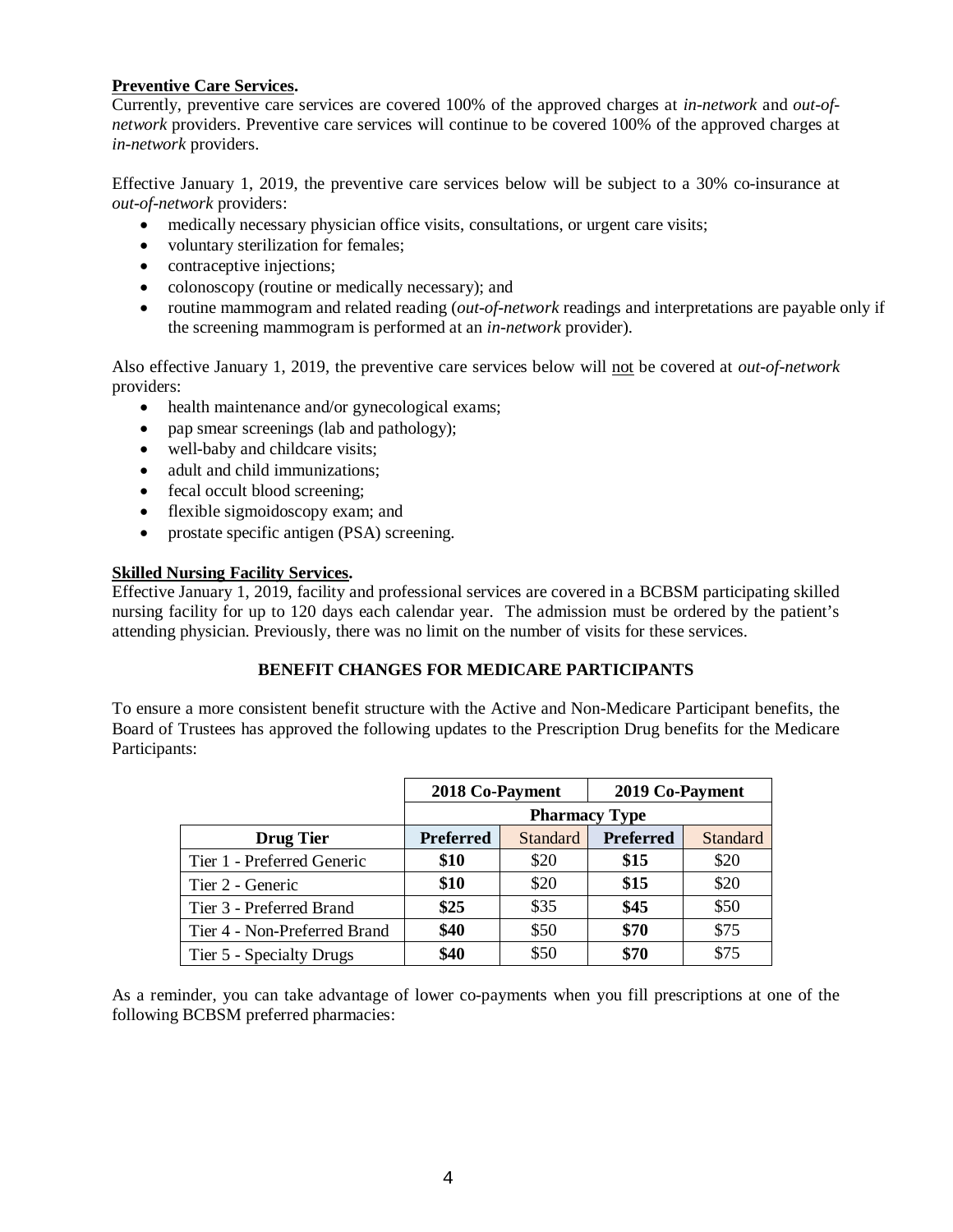**Preventive Care Services.**
Currently, preventive care services are covered 100% of the approved charges at *in-network* and *out-of-network* providers. Preventive care services will continue to be covered 100% of the approved charges at *in-network* providers.

Effective January 1, 2019, the preventive care services below will be subject to a 30% co-insurance at *out-of-network* providers:

- medically necessary physician office visits, consultations, or urgent care visits;
- voluntary sterilization for females;
- contraceptive injections;
- colonoscopy (routine or medically necessary); and
- routine mammogram and related reading (*out-of-network* readings and interpretations are payable only if the screening mammogram is performed at an *in-network* provider).

Also effective January 1, 2019, the preventive care services below will not be covered at *out-of-network* providers:

- health maintenance and/or gynecological exams;
- pap smear screenings (lab and pathology);
- well-baby and childcare visits;
- adult and child immunizations;
- fecal occult blood screening;
- flexible sigmoidoscopy exam; and
- prostate specific antigen (PSA) screening.

**Skilled Nursing Facility Services.**
Effective January 1, 2019, facility and professional services are covered in a BCBSM participating skilled nursing facility for up to 120 days each calendar year. The admission must be ordered by the patient's attending physician. Previously, there was no limit on the number of visits for these services.

**BENEFIT CHANGES FOR MEDICARE PARTICIPANTS**

To ensure a more consistent benefit structure with the Active and Non-Medicare Participant benefits, the Board of Trustees has approved the following updates to the Prescription Drug benefits for the Medicare Participants:

| | **2018 Co-Payment** | | **2019 Co-Payment** | |
|---|---|---|---|---|
| | **Pharmacy Type** | | | |
| **Drug Tier** | **Preferred** | Standard | **Preferred** | Standard |
| Tier 1 - Preferred Generic | **$10** | $20 | **$15** | $20 |
| Tier 2 - Generic | **$10** | $20 | **$15** | $20 |
| Tier 3 - Preferred Brand | **$25** | $35 | **$45** | $50 |
| Tier 4 - Non-Preferred Brand | **$40** | $50 | **$70** | $75 |
| Tier 5 - Specialty Drugs | **$40** | $50 | **$70** | $75 |

As a reminder, you can take advantage of lower co-payments when you fill prescriptions at one of the following BCBSM preferred pharmacies: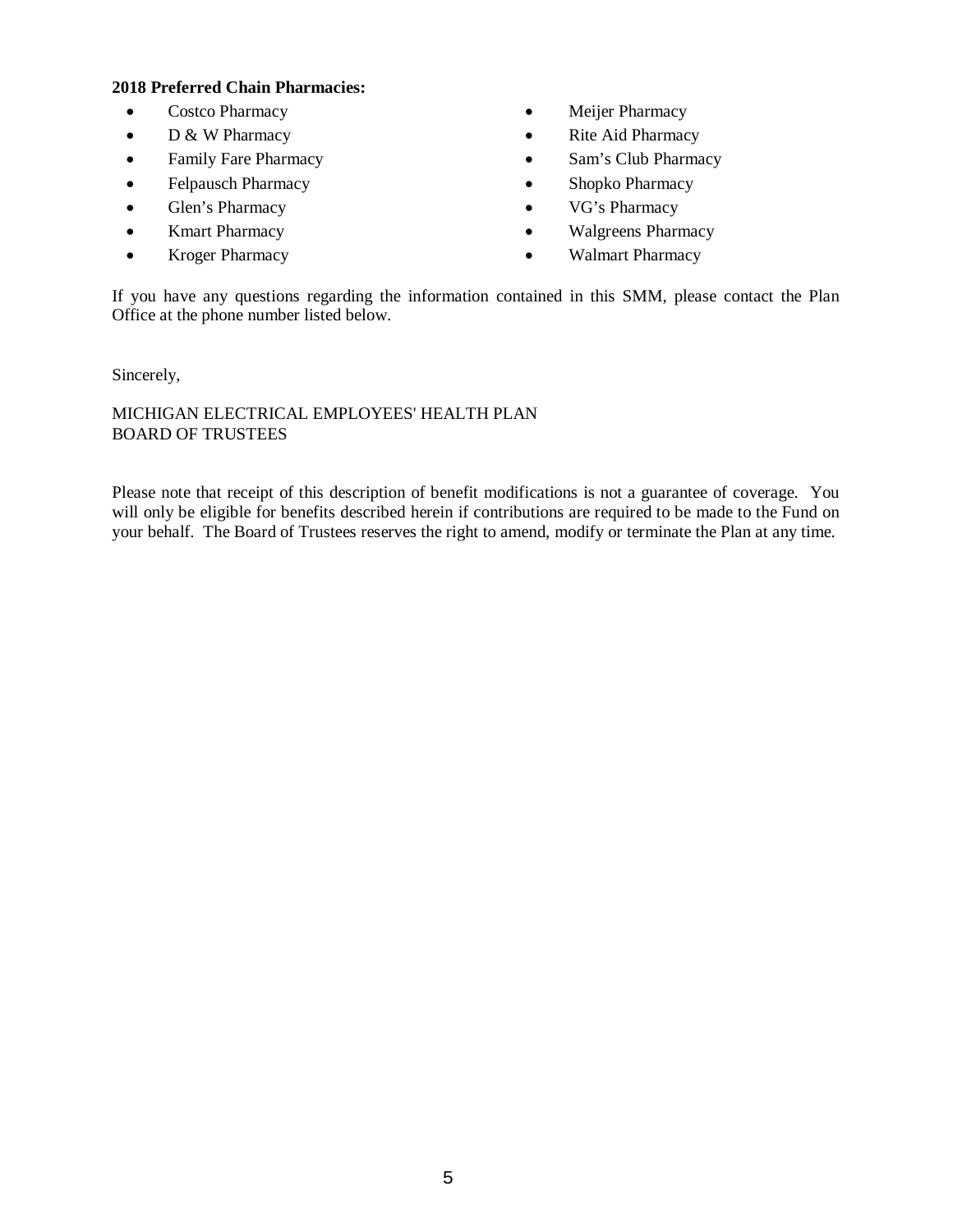**2018 Preferred Chain Pharmacies:**

- Costco Pharmacy
- D & W Pharmacy
- Family Fare Pharmacy
- Felpausch Pharmacy
- Glen's Pharmacy
- Kmart Pharmacy
- Kroger Pharmacy
- Meijer Pharmacy
- Rite Aid Pharmacy
- Sam's Club Pharmacy
- Shopko Pharmacy
- VG's Pharmacy
- Walgreens Pharmacy
- Walmart Pharmacy

If you have any questions regarding the information contained in this SMM, please contact the Plan Office at the phone number listed below.

Sincerely,

MICHIGAN ELECTRICAL EMPLOYEES' HEALTH PLAN
BOARD OF TRUSTEES

Please note that receipt of this description of benefit modifications is not a guarantee of coverage. You will only be eligible for benefits described herein if contributions are required to be made to the Fund on your behalf. The Board of Trustees reserves the right to amend, modify or terminate the Plan at any time.